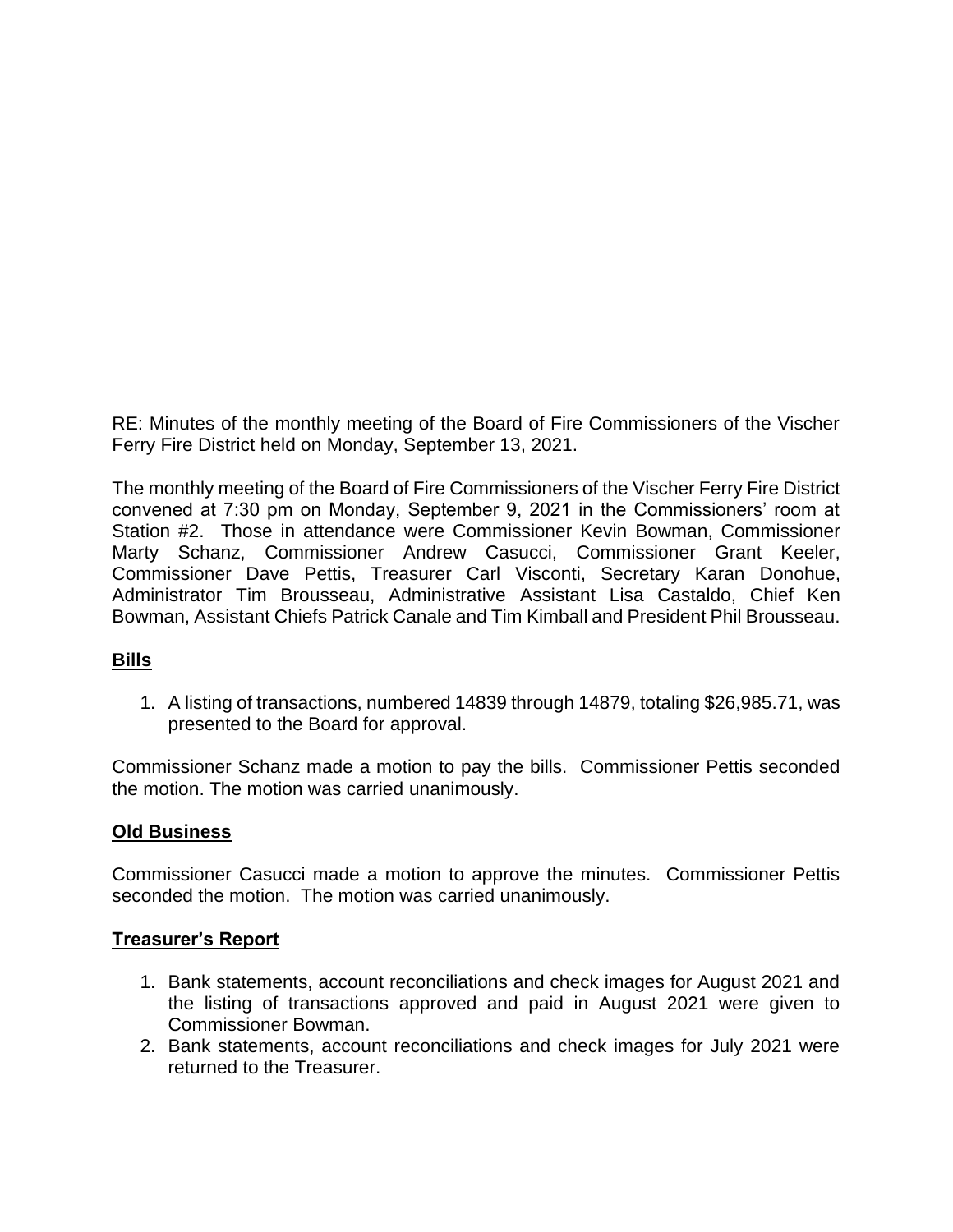RE: Minutes of the monthly meeting of the Board of Fire Commissioners of the Vischer Ferry Fire District held on Monday, September 13, 2021.

The monthly meeting of the Board of Fire Commissioners of the Vischer Ferry Fire District convened at 7:30 pm on Monday, September 9, 2021 in the Commissioners' room at Station #2. Those in attendance were Commissioner Kevin Bowman, Commissioner Marty Schanz, Commissioner Andrew Casucci, Commissioner Grant Keeler, Commissioner Dave Pettis, Treasurer Carl Visconti, Secretary Karan Donohue, Administrator Tim Brousseau, Administrative Assistant Lisa Castaldo, Chief Ken Bowman, Assistant Chiefs Patrick Canale and Tim Kimball and President Phil Brousseau.

## **Bills**

1. A listing of transactions, numbered 14839 through 14879, totaling $26,985.71, was presented to the Board for approval.

Commissioner Schanz made a motion to pay the bills. Commissioner Pettis seconded the motion. The motion was carried unanimously.

## **Old Business**

Commissioner Casucci made a motion to approve the minutes. Commissioner Pettis seconded the motion. The motion was carried unanimously.

## **Treasurer's Report**

1. Bank statements, account reconciliations and check images for August 2021 and the listing of transactions approved and paid in August 2021 were given to Commissioner Bowman.
2. Bank statements, account reconciliations and check images for July 2021 were returned to the Treasurer.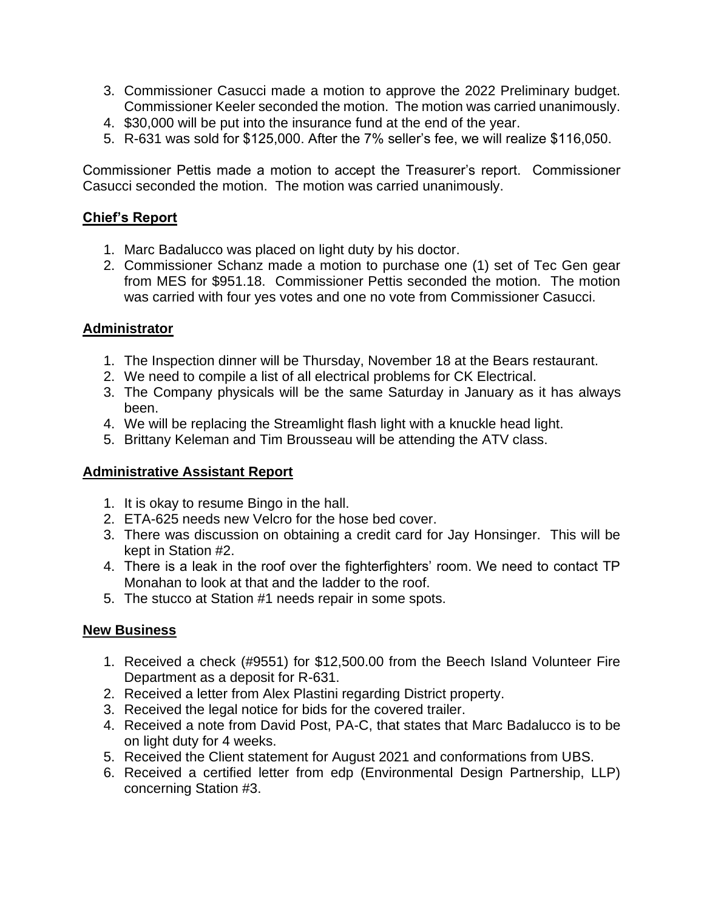3. Commissioner Casucci made a motion to approve the 2022 Preliminary budget. Commissioner Keeler seconded the motion. The motion was carried unanimously.
4. $30,000 will be put into the insurance fund at the end of the year.
5. R-631 was sold for $125,000. After the 7% seller's fee, we will realize $116,050.

Commissioner Pettis made a motion to accept the Treasurer's report. Commissioner Casucci seconded the motion. The motion was carried unanimously.

## Chief's Report

1. Marc Badalucco was placed on light duty by his doctor.
2. Commissioner Schanz made a motion to purchase one (1) set of Tec Gen gear from MES for $951.18. Commissioner Pettis seconded the motion. The motion was carried with four yes votes and one no vote from Commissioner Casucci.

## Administrator

1. The Inspection dinner will be Thursday, November 18 at the Bears restaurant.
2. We need to compile a list of all electrical problems for CK Electrical.
3. The Company physicals will be the same Saturday in January as it has always been.
4. We will be replacing the Streamlight flash light with a knuckle head light.
5. Brittany Keleman and Tim Brousseau will be attending the ATV class.

## Administrative Assistant Report

1. It is okay to resume Bingo in the hall.
2. ETA-625 needs new Velcro for the hose bed cover.
3. There was discussion on obtaining a credit card for Jay Honsinger. This will be kept in Station #2.
4. There is a leak in the roof over the fighterfighters' room. We need to contact TP Monahan to look at that and the ladder to the roof.
5. The stucco at Station #1 needs repair in some spots.

## New Business

1. Received a check (#9551) for $12,500.00 from the Beech Island Volunteer Fire Department as a deposit for R-631.
2. Received a letter from Alex Plastini regarding District property.
3. Received the legal notice for bids for the covered trailer.
4. Received a note from David Post, PA-C, that states that Marc Badalucco is to be on light duty for 4 weeks.
5. Received the Client statement for August 2021 and conformations from UBS.
6. Received a certified letter from edp (Environmental Design Partnership, LLP) concerning Station #3.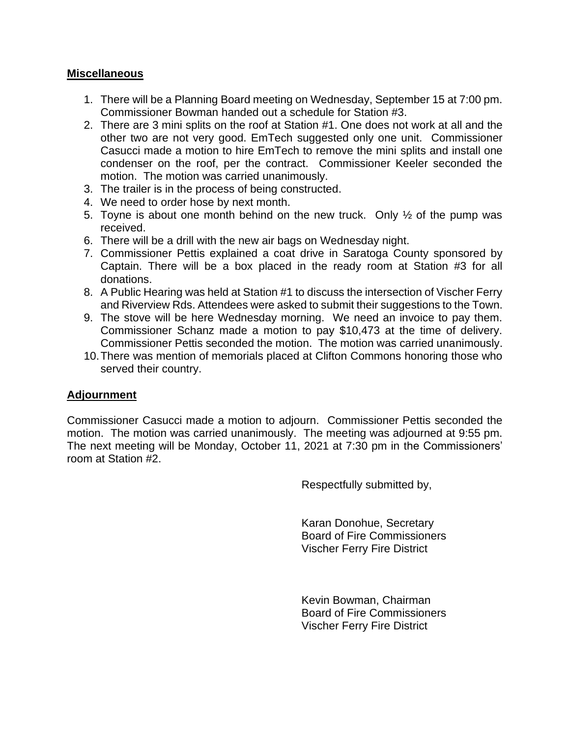**Miscellaneous**

1. There will be a Planning Board meeting on Wednesday, September 15 at 7:00 pm. Commissioner Bowman handed out a schedule for Station #3.
2. There are 3 mini splits on the roof at Station #1. One does not work at all and the other two are not very good. EmTech suggested only one unit. Commissioner Casucci made a motion to hire EmTech to remove the mini splits and install one condenser on the roof, per the contract. Commissioner Keeler seconded the motion. The motion was carried unanimously.
3. The trailer is in the process of being constructed.
4. We need to order hose by next month.
5. Toyne is about one month behind on the new truck. Only ½ of the pump was received.
6. There will be a drill with the new air bags on Wednesday night.
7. Commissioner Pettis explained a coat drive in Saratoga County sponsored by Captain. There will be a box placed in the ready room at Station #3 for all donations.
8. A Public Hearing was held at Station #1 to discuss the intersection of Vischer Ferry and Riverview Rds. Attendees were asked to submit their suggestions to the Town.
9. The stove will be here Wednesday morning. We need an invoice to pay them. Commissioner Schanz made a motion to pay $10,473 at the time of delivery. Commissioner Pettis seconded the motion. The motion was carried unanimously.
10. There was mention of memorials placed at Clifton Commons honoring those who served their country.

**Adjournment**

Commissioner Casucci made a motion to adjourn. Commissioner Pettis seconded the motion. The motion was carried unanimously. The meeting was adjourned at 9:55 pm. The next meeting will be Monday, October 11, 2021 at 7:30 pm in the Commissioners' room at Station #2.

Respectfully submitted by,

Karan Donohue, Secretary
Board of Fire Commissioners
Vischer Ferry Fire District

Kevin Bowman, Chairman
Board of Fire Commissioners
Vischer Ferry Fire District